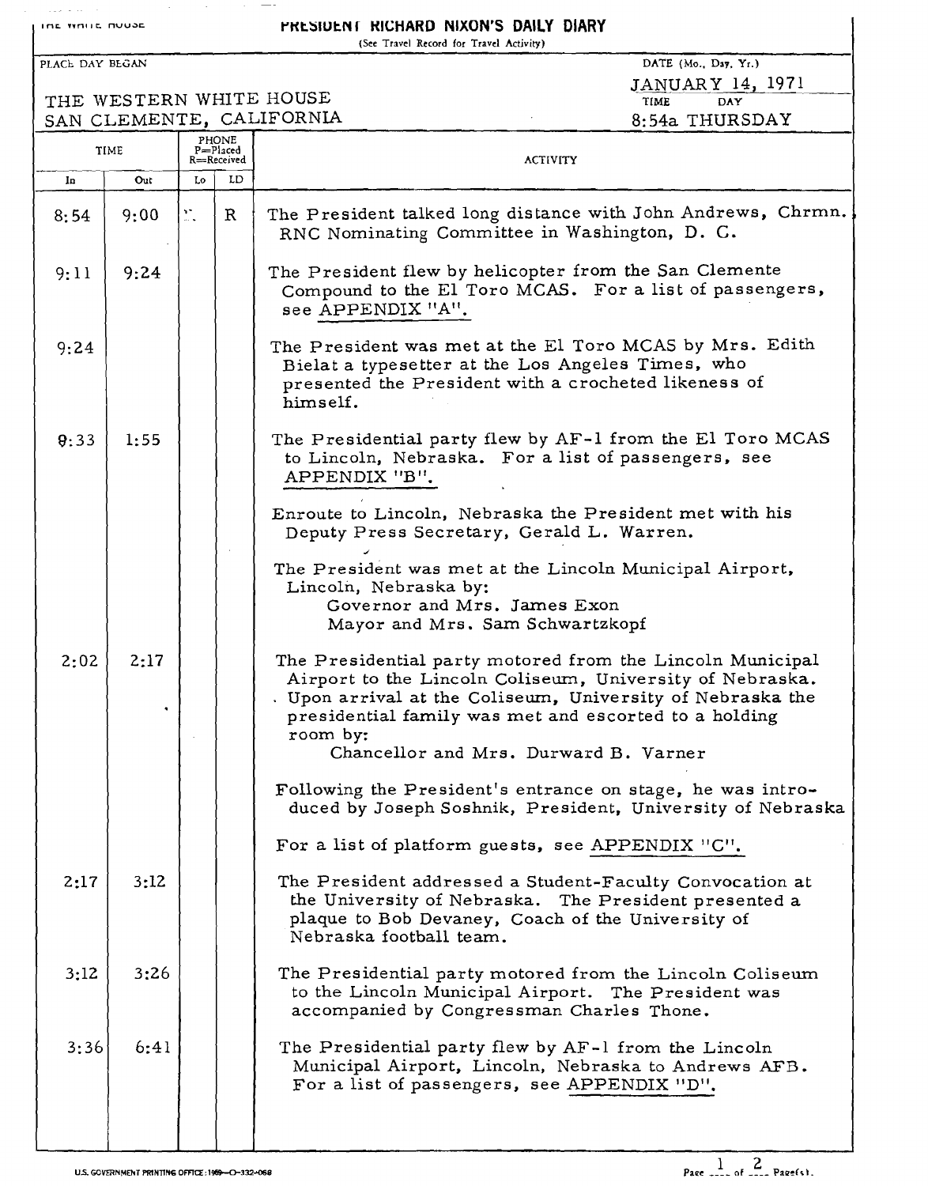# PRESIDENT RICHARD NIXON'S DAILY DIARY

THE WHITE HOUSE

(See Travel Record for Travel Activity)

PLACE DAY BEGAN: THE WESTERN WHITE HOUSE, SAN CLEMENTE, CALIFORNIA

DATE (Mo., Day, Yr.): JANUARY 14, 1971

TIME: 8:54a DAY: THURSDAY

| TIME In | TIME Out | PHONE (P=Placed, R=Received) Lo | LD | ACTIVITY |
|---|---|---|---|---|
| 8:54 | 9:00 | | R | The President talked long distance with John Andrews, Chrmn. RNC Nominating Committee in Washington, D. C. |
| 9:11 | 9:24 | | | The President flew by helicopter from the San Clemente Compound to the El Toro MCAS. For a list of passengers, see APPENDIX "A". |
| 9:24 | | | | The President was met at the El Toro MCAS by Mrs. Edith Bielat a typesetter at the Los Angeles Times, who presented the President with a crocheted likeness of himself. |
| 9:33 | 1:55 | | | The Presidential party flew by AF-1 from the El Toro MCAS to Lincoln, Nebraska. For a list of passengers, see APPENDIX "B". |
| | | | | Enroute to Lincoln, Nebraska the President met with his Deputy Press Secretary, Gerald L. Warren. |
| | | | | The President was met at the Lincoln Municipal Airport, Lincoln, Nebraska by: Governor and Mrs. James Exon; Mayor and Mrs. Sam Schwartzkopf |
| 2:02 | 2:17 | | | The Presidential party motored from the Lincoln Municipal Airport to the Lincoln Coliseum, University of Nebraska. Upon arrival at the Coliseum, University of Nebraska the presidential family was met and escorted to a holding room by: Chancellor and Mrs. Durward B. Varner |
| | | | | Following the President's entrance on stage, he was introduced by Joseph Soshnik, President, University of Nebraska |
| | | | | For a list of platform guests, see APPENDIX "C". |
| 2:17 | 3:12 | | | The President addressed a Student-Faculty Convocation at the University of Nebraska. The President presented a plaque to Bob Devaney, Coach of the University of Nebraska football team. |
| 3:12 | 3:26 | | | The Presidential party motored from the Lincoln Coliseum to the Lincoln Municipal Airport. The President was accompanied by Congressman Charles Thone. |
| 3:36 | 6:41 | | | The Presidential party flew by AF-1 from the Lincoln Municipal Airport, Lincoln, Nebraska to Andrews AFB. For a list of passengers, see APPENDIX "D". |

U.S. GOVERNMENT PRINTING OFFICE: 1969—O-332-068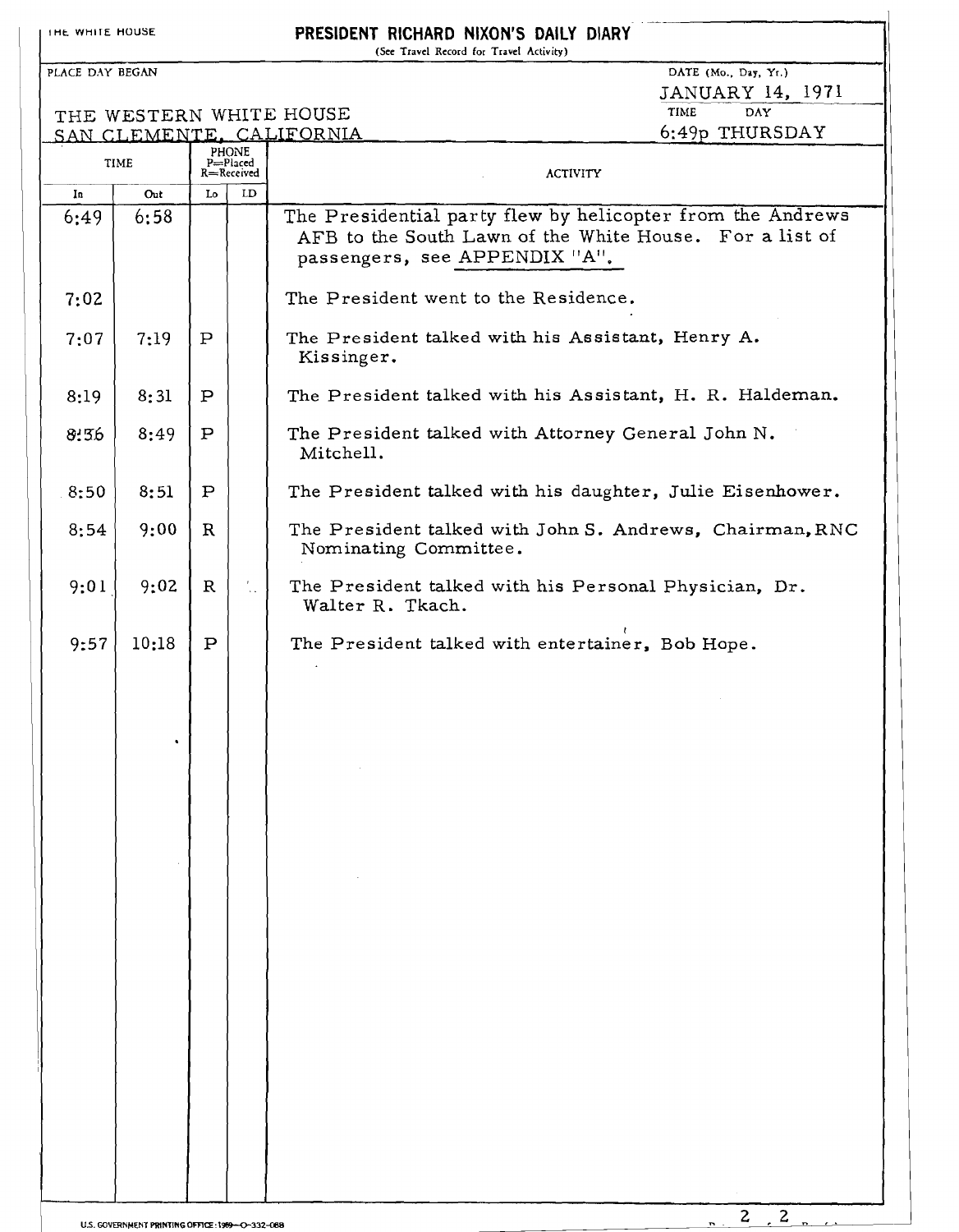THE WHITE HOUSE

# PRESIDENT RICHARD NIXON'S DAILY DIARY

(See Travel Record for Travel Activity)

PLACE DAY BEGAN: THE WESTERN WHITE HOUSE, SAN CLEMENTE, CALIFORNIA

DATE (Mo., Day, Yr.): JANUARY 14, 1971

TIME: 6:49p

DAY: THURSDAY

| TIME In | TIME Out | PHONE (P=Placed, R=Received) Lo | LD | ACTIVITY |
|---|---|---|---|---|
| 6:49 | 6:58 | | | The Presidential party flew by helicopter from the Andrews AFB to the South Lawn of the White House. For a list of passengers, see APPENDIX "A". |
| 7:02 | | | | The President went to the Residence. |
| 7:07 | 7:19 | P | | The President talked with his Assistant, Henry A. Kissinger. |
| 8:19 | 8:31 | P | | The President talked with his Assistant, H. R. Haldeman. |
| 8:36 | 8:49 | P | | The President talked with Attorney General John N. Mitchell. |
| 8:50 | 8:51 | P | | The President talked with his daughter, Julie Eisenhower. |
| 8:54 | 9:00 | R | | The President talked with John S. Andrews, Chairman, RNC Nominating Committee. |
| 9:01 | 9:02 | R | | The President talked with his Personal Physician, Dr. Walter R. Tkach. |
| 9:57 | 10:18 | P | | The President talked with entertainer, Bob Hope. |

U.S. GOVERNMENT PRINTING OFFICE: 1969—O-332-068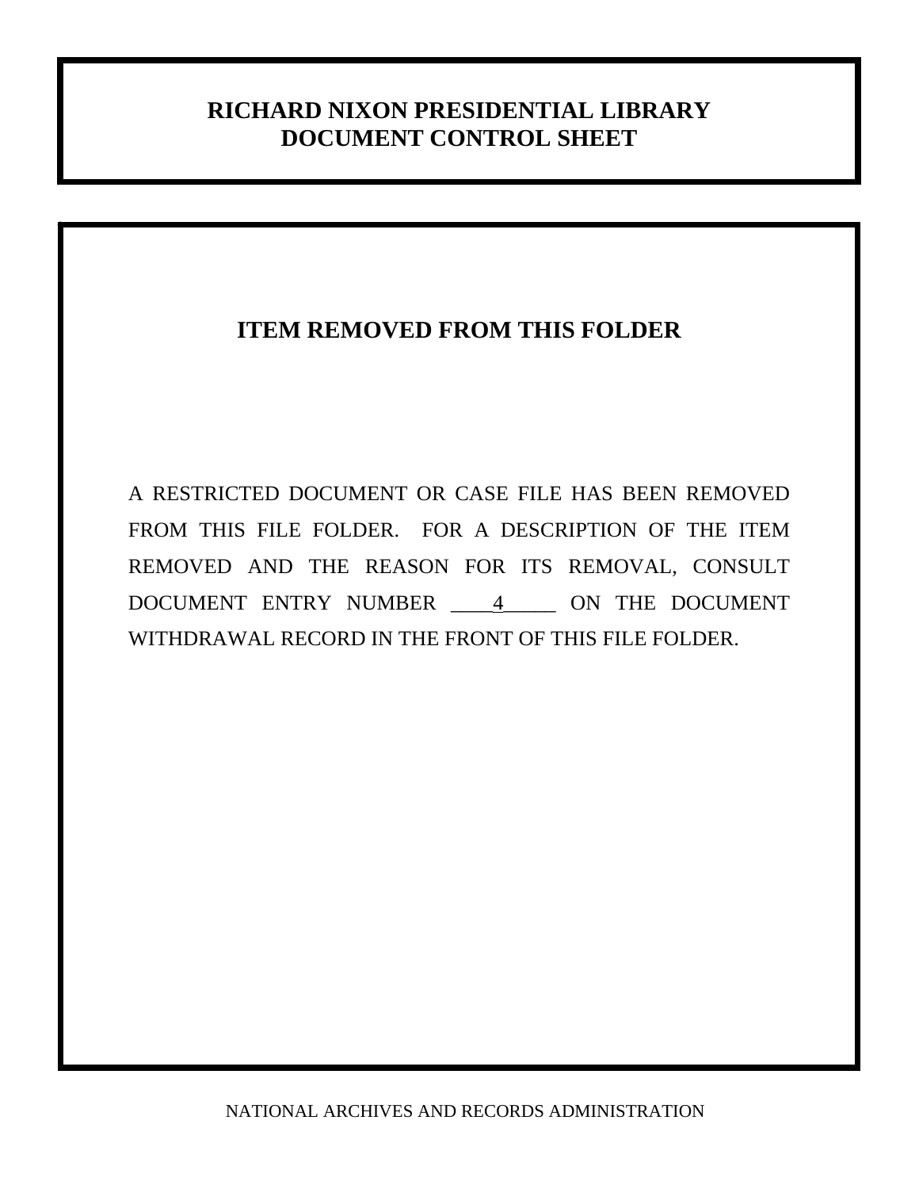# RICHARD NIXON PRESIDENTIAL LIBRARY
# DOCUMENT CONTROL SHEET

## ITEM REMOVED FROM THIS FOLDER

A RESTRICTED DOCUMENT OR CASE FILE HAS BEEN REMOVED FROM THIS FILE FOLDER. FOR A DESCRIPTION OF THE ITEM REMOVED AND THE REASON FOR ITS REMOVAL, CONSULT DOCUMENT ENTRY NUMBER ____4_____ ON THE DOCUMENT WITHDRAWAL RECORD IN THE FRONT OF THIS FILE FOLDER.

NATIONAL ARCHIVES AND RECORDS ADMINISTRATION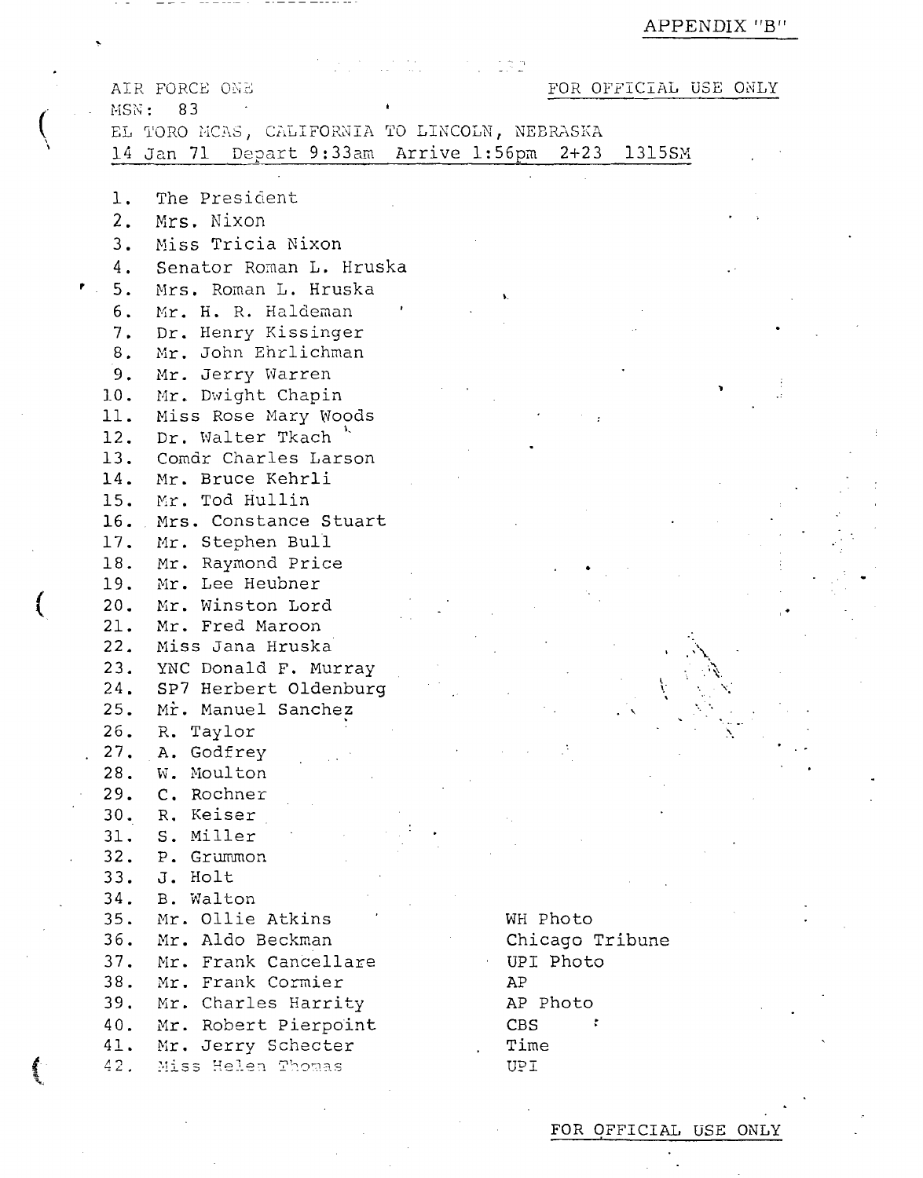APPENDIX "B"

AIR FORCE ONE FOR OFFICIAL USE ONLY

MSN: 83

EL TORO MCAS, CALIFORNIA TO LINCOLN, NEBRASKA

14 Jan 71 Depart 9:33am Arrive 1:56pm 2+23 1315SM

1. The President
2. Mrs. Nixon
3. Miss Tricia Nixon
4. Senator Roman L. Hruska
5. Mrs. Roman L. Hruska
6. Mr. H. R. Haldeman
7. Dr. Henry Kissinger
8. Mr. John Ehrlichman
9. Mr. Jerry Warren
10. Mr. Dwight Chapin
11. Miss Rose Mary Woods
12. Dr. Walter Tkach
13. Comdr Charles Larson
14. Mr. Bruce Kehrli
15. Mr. Tod Hullin
16. Mrs. Constance Stuart
17. Mr. Stephen Bull
18. Mr. Raymond Price
19. Mr. Lee Heubner
20. Mr. Winston Lord
21. Mr. Fred Maroon
22. Miss Jana Hruska
23. YNC Donald F. Murray
24. SP7 Herbert Oldenburg
25. Mr. Manuel Sanchez
26. R. Taylor
27. A. Godfrey
28. W. Moulton
29. C. Rochner
30. R. Keiser
31. S. Miller
32. P. Grummon
33. J. Holt
34. B. Walton
35. Mr. Ollie Atkins — WH Photo
36. Mr. Aldo Beckman — Chicago Tribune
37. Mr. Frank Cancellare — UPI Photo
38. Mr. Frank Cormier — AP
39. Mr. Charles Harrity — AP Photo
40. Mr. Robert Pierpoint — CBS
41. Mr. Jerry Schecter — Time
42. Miss Helen Thomas — UPI

FOR OFFICIAL USE ONLY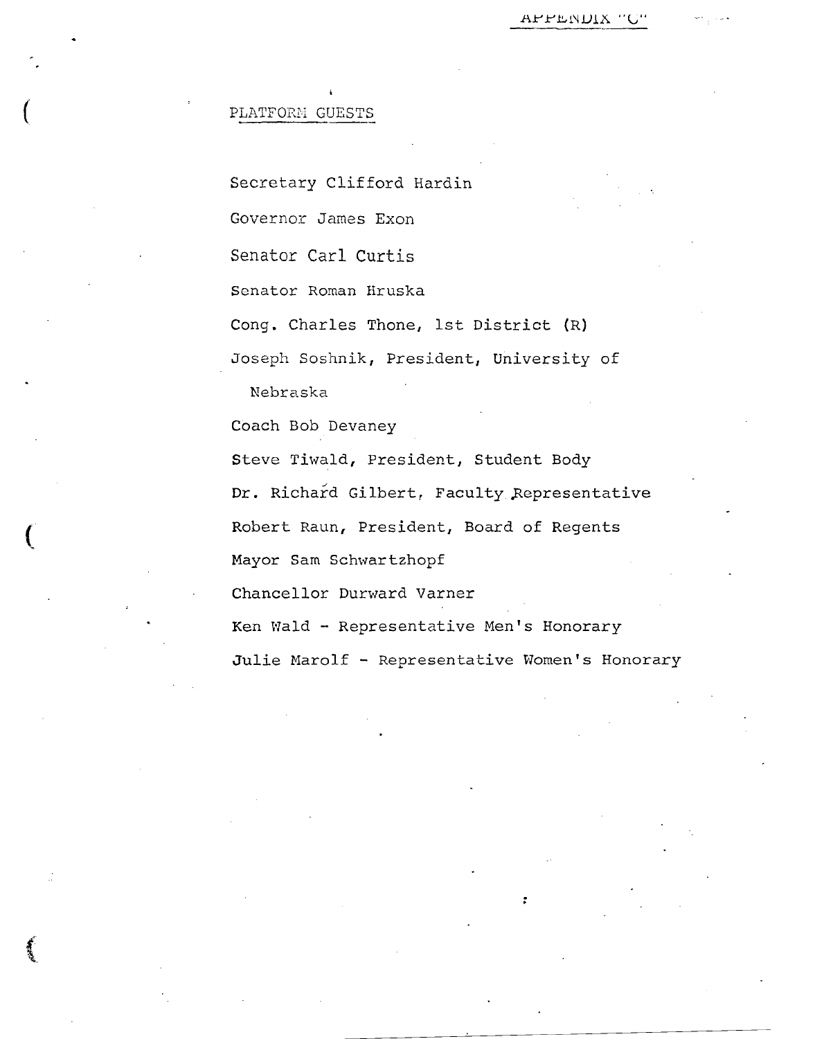APPENDIX "C"

PLATFORM GUESTS

Secretary Clifford Hardin

Governor James Exon

Senator Carl Curtis

Senator Roman Hruska

Cong. Charles Thone, 1st District (R)

Joseph Soshnik, President, University of Nebraska

Coach Bob Devaney

Steve Tiwald, President, Student Body

Dr. Richard Gilbert, Faculty Representative

Robert Raun, President, Board of Regents

Mayor Sam Schwartzhopf

Chancellor Durward Varner

Ken Wald - Representative Men's Honorary

Julie Marolf - Representative Women's Honorary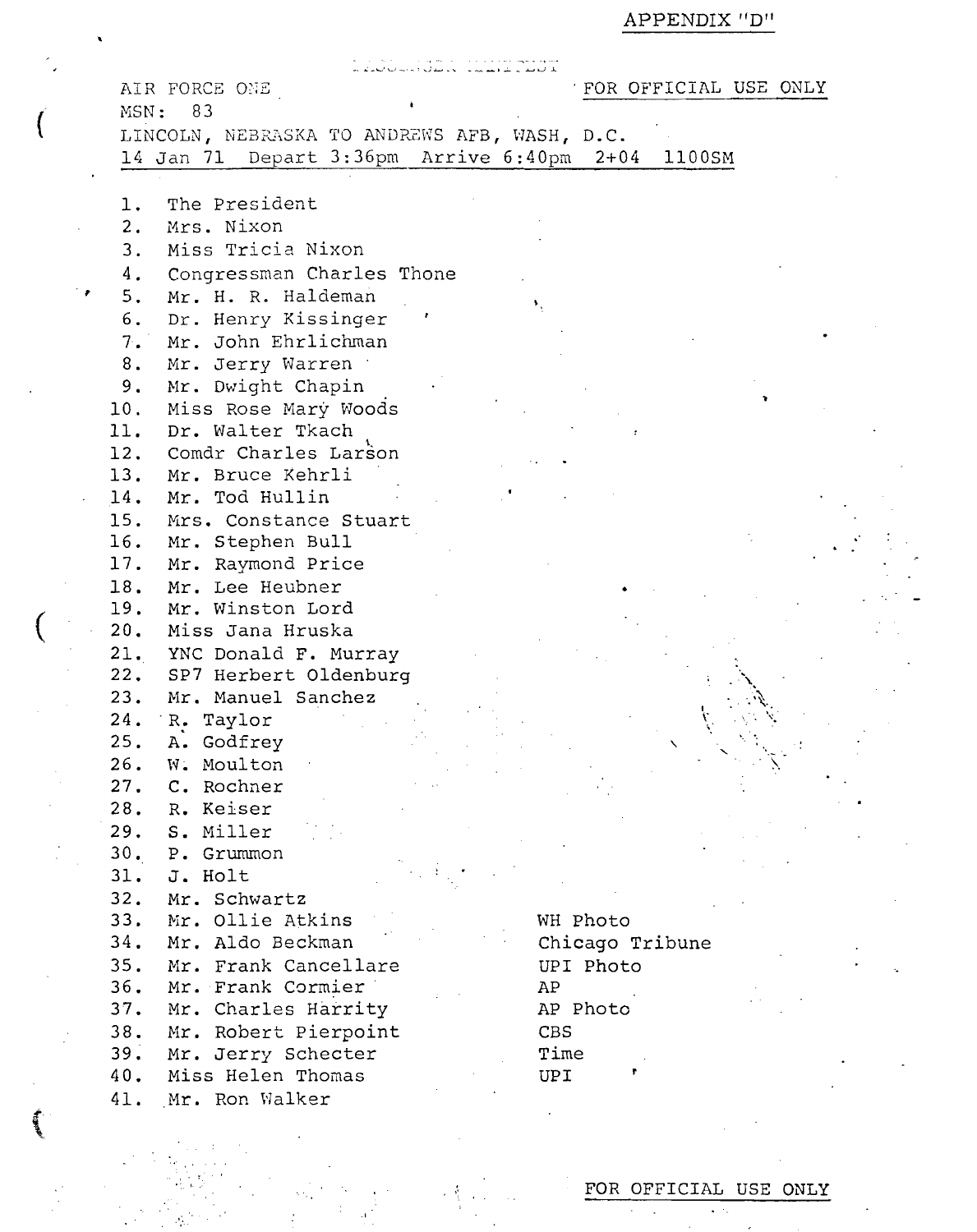APPENDIX "D"

PASSENGER MANIFEST

AIR FORCE ONE

**FOR OFFICIAL USE ONLY**

MSN: 83

LINCOLN, NEBRASKA TO ANDREWS AFB, WASH, D.C.

14 Jan 71 Depart 3:36pm Arrive 6:40pm 2+04 1100SM

1. The President
2. Mrs. Nixon
3. Miss Tricia Nixon
4. Congressman Charles Thone
5. Mr. H. R. Haldeman
6. Dr. Henry Kissinger
7. Mr. John Ehrlichman
8. Mr. Jerry Warren
9. Mr. Dwight Chapin
10. Miss Rose Mary Woods
11. Dr. Walter Tkach
12. Comdr Charles Larson
13. Mr. Bruce Kehrli
14. Mr. Tod Hullin
15. Mrs. Constance Stuart
16. Mr. Stephen Bull
17. Mr. Raymond Price
18. Mr. Lee Heubner
19. Mr. Winston Lord
20. Miss Jana Hruska
21. YNC Donald F. Murray
22. SP7 Herbert Oldenburg
23. Mr. Manuel Sanchez
24. R. Taylor
25. A. Godfrey
26. W. Moulton
27. C. Rochner
28. R. Keiser
29. S. Miller
30. P. Grummon
31. J. Holt
32. Mr. Schwartz
33. Mr. Ollie Atkins — WH Photo
34. Mr. Aldo Beckman — Chicago Tribune
35. Mr. Frank Cancellare — UPI Photo
36. Mr. Frank Cormier — AP
37. Mr. Charles Harrity — AP Photo
38. Mr. Robert Pierpoint — CBS
39. Mr. Jerry Schecter — Time
40. Miss Helen Thomas — UPI
41. Mr. Ron Walker

**FOR OFFICIAL USE ONLY**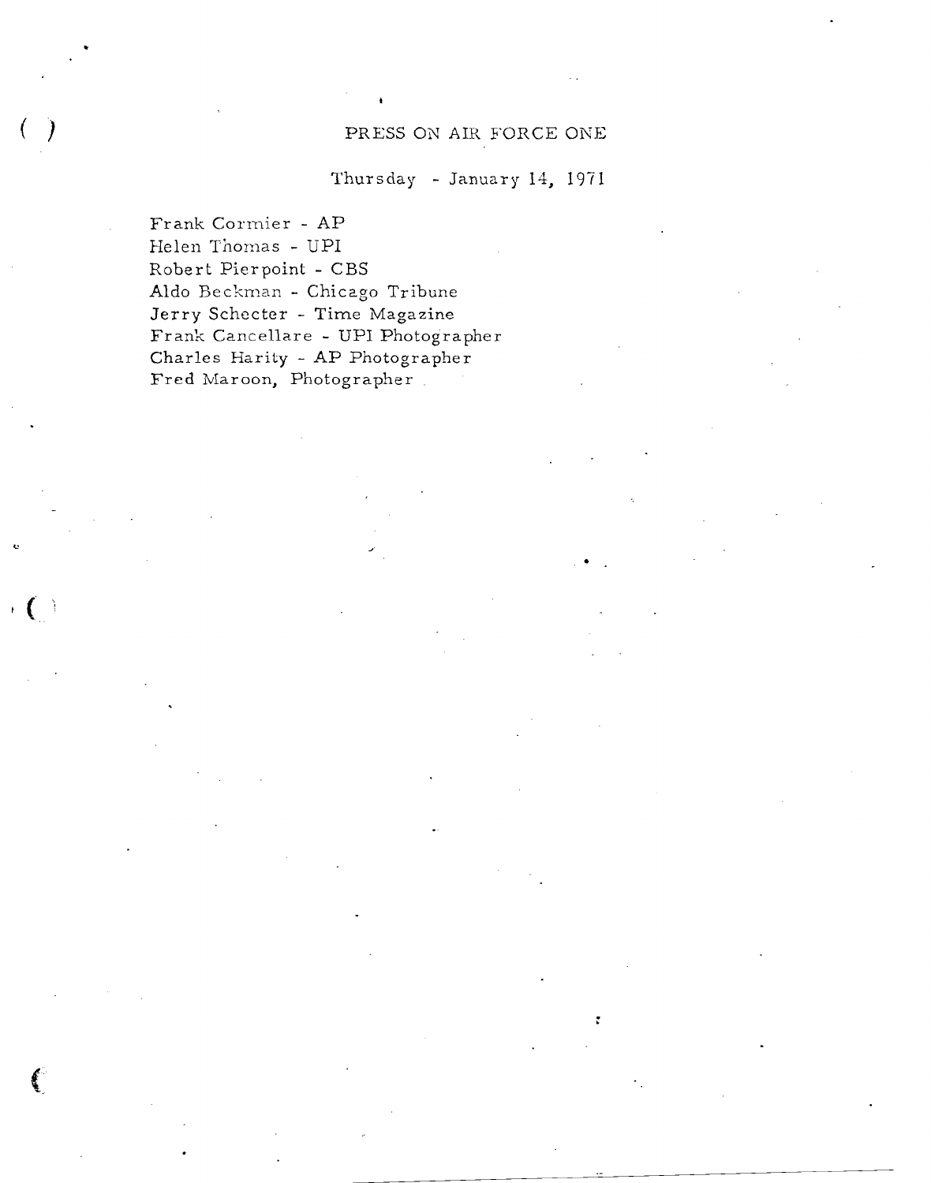# PRESS ON AIR FORCE ONE

Thursday - January 14, 1971

Frank Cormier - AP
Helen Thomas - UPI
Robert Pierpoint - CBS
Aldo Beckman - Chicago Tribune
Jerry Schecter - Time Magazine
Frank Cancellare - UPI Photographer
Charles Harity - AP Photographer
Fred Maroon, Photographer